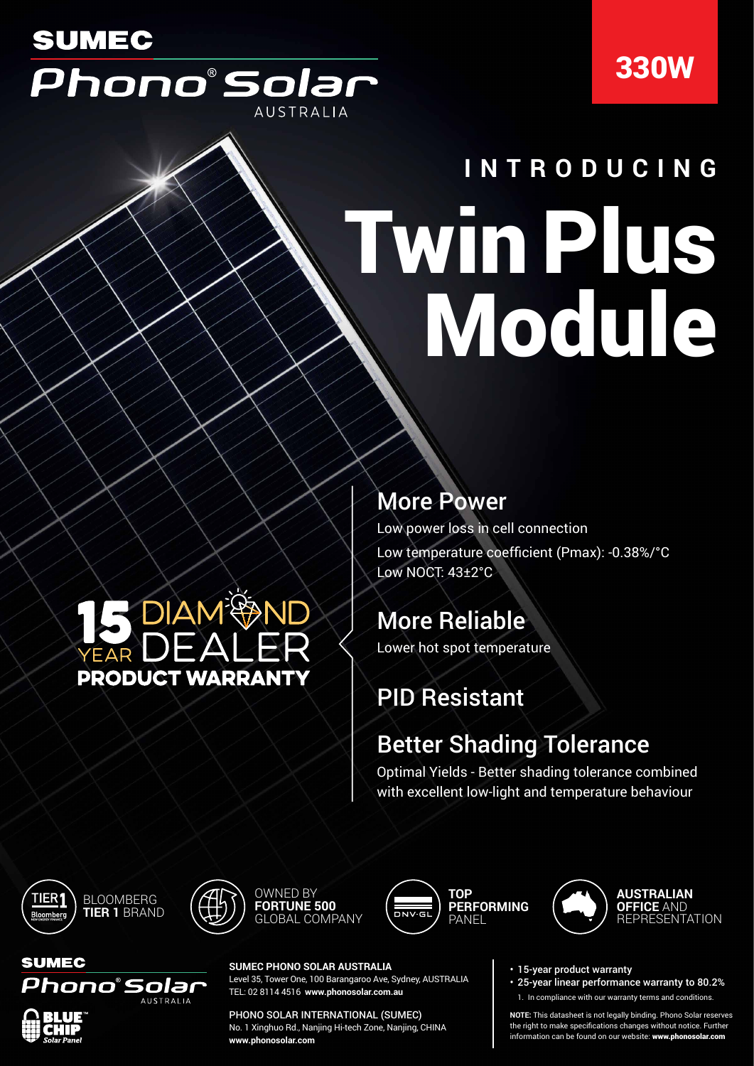SUMEC

Phono® Solar

AUSTRALIA

330W

# INTRODUCING

# Twin Plus Module

## More Power

Low power loss in cell connection

Low temperature coefficient (Pmax): -0.38%/°C

Low NOCT: 43±2°C

## More Reliable

Lower hot spot temperature

## PID Resistant

## Better Shading Tolerance

Optimal Yields - Better shading tolerance combined with excellent low-light and temperature behaviour

**15 YEAR DIAMOND DEALER PRODUCT WARRANTY**

BLOOMBERG **TIER 1** BRAND

OWNED BY **FORTUNE 500** GLOBAL COMPANY

**TOP PERFORMING** PANEL

**AUSTRALIAN OFFICE** AND REPRESENTATION

SUMEC Phono® Solar AUSTRALIA

BLUE CHIP Solar Panel

**SUMEC PHONO SOLAR AUSTRALIA**

Level 35, Tower One, 100 Barangaroo Ave, Sydney, AUSTRALIA

TEL: 02 8114 4516 **www.phonosolar.com.au**

PHONO SOLAR INTERNATIONAL (SUMEC)

No. 1 Xinghuo Rd., Nanjing Hi-tech Zone, Nanjing, CHINA

**www.phonosolar.com**

- 15-year product warranty
- 25-year linear performance warranty to 80.2%

1. In compliance with our warranty terms and conditions.

**NOTE:** This datasheet is not legally binding. Phono Solar reserves the right to make specifications changes without notice. Further information can be found on our website: **www.phonosolar.com**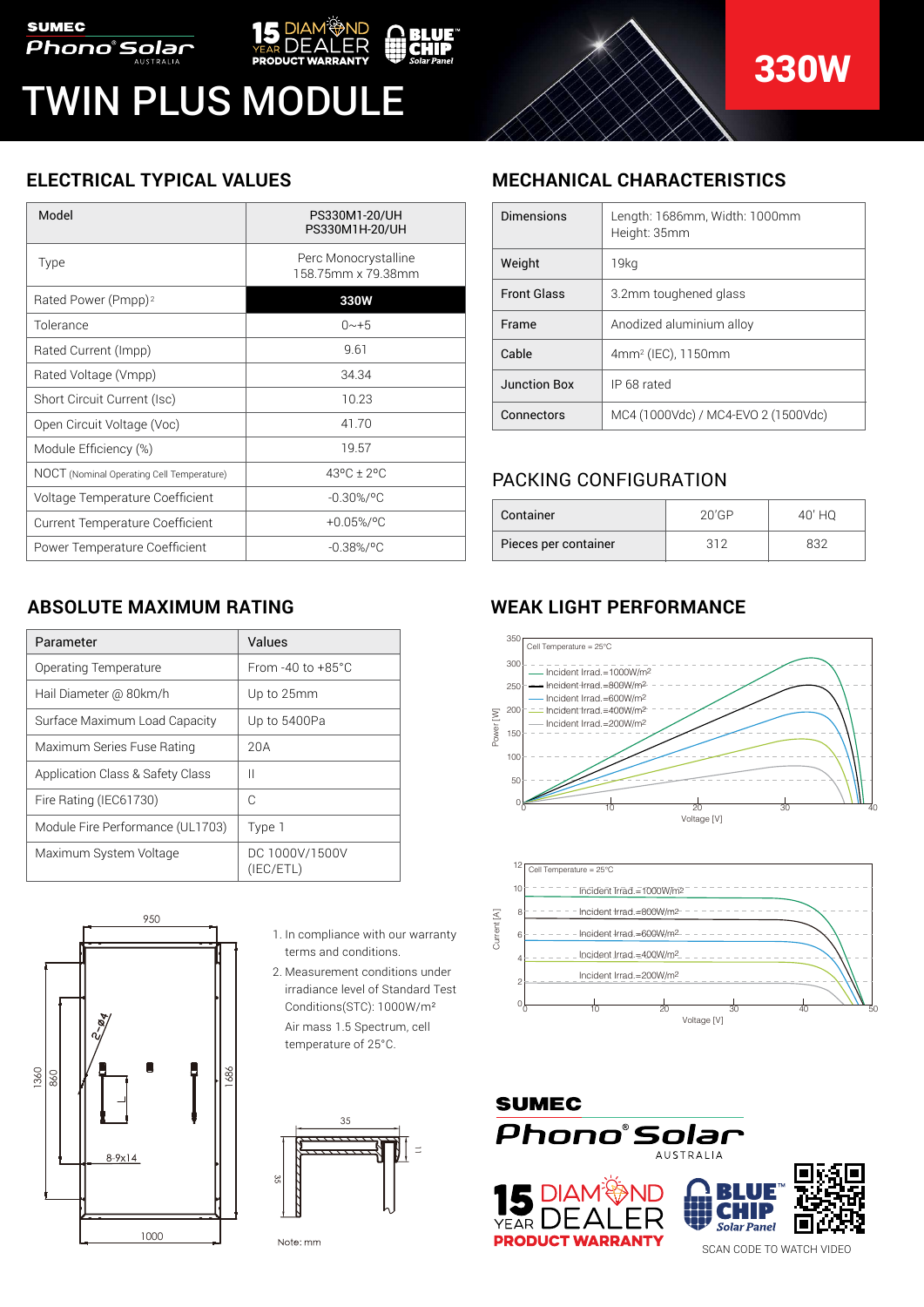SUMEC Phono Solar AUSTRALIA

15 YEAR DIAMOND DEALER PRODUCT WARRANTY

BLUE CHIP Solar Panel

# TWIN PLUS MODULE

**330W**

## ELECTRICAL TYPICAL VALUES

| Model | PS330M1-20/UH PS330M1H-20/UH |
|---|---|
| Type | Perc Monocrystalline 158.75mm x 79.38mm |
| Rated Power (Pmpp)[2] | **330W** |
| Tolerance | 0~+5 |
| Rated Current (Impp) | 9.61 |
| Rated Voltage (Vmpp) | 34.34 |
| Short Circuit Current (Isc) | 10.23 |
| Open Circuit Voltage (Voc) | 41.70 |
| Module Efficiency (%) | 19.57 |
| NOCT (Nominal Operating Cell Temperature) | 43°C ± 2°C |
| Voltage Temperature Coefficient | -0.30%/°C |
| Current Temperature Coefficient | +0.05%/°C |
| Power Temperature Coefficient | -0.38%/°C |

## MECHANICAL CHARACTERISTICS

| | |
|---|---|
| Dimensions | Length: 1686mm, Width: 1000mm Height: 35mm |
| Weight | 19kg |
| Front Glass | 3.2mm toughened glass |
| Frame | Anodized aluminium alloy |
| Cable | 4mm² (IEC), 1150mm |
| Junction Box | IP 68 rated |
| Connectors | MC4 (1000Vdc) / MC4-EVO 2 (1500Vdc) |

## PACKING CONFIGURATION

| Container | 20'GP | 40' HQ |
|---|---|---|
| Pieces per container | 312 | 832 |

## ABSOLUTE MAXIMUM RATING

| Parameter | Values |
|---|---|
| Operating Temperature | From -40 to +85°C |
| Hail Diameter @ 80km/h | Up to 25mm |
| Surface Maximum Load Capacity | Up to 5400Pa |
| Maximum Series Fuse Rating | 20A |
| Application Class & Safety Class | II |
| Fire Rating (IEC61730) | C |
| Module Fire Performance (UL1703) | Type 1 |
| Maximum System Voltage | DC 1000V/1500V (IEC/ETL) |

## WEAK LIGHT PERFORMANCE

Cell Temperature = 25°C
Incident Irrad.=1000W/m²
Incident Irrad.=800W/m²
Incident Irrad.=600W/m²
Incident Irrad.=400W/m²
Incident Irrad.=200W/m²
Power [W]
Voltage [V]

Cell Temperature = 25°C
Incident Irrad.=1000W/m²
Incident Irrad.=800W/m²
Incident Irrad.=600W/m²
Incident Irrad.=400W/m²
Incident Irrad.=200W/m²
Current [A]
Voltage [V]

950
1360
860
2-Ø4
8-9x14
1686
1000

1. In compliance with our warranty terms and conditions.
2. Measurement conditions under irradiance level of Standard Test Conditions(STC): 1000W/m² Air mass 1.5 Spectrum, cell temperature of 25°C.

35
35
11

Note: mm

SUMEC Phono Solar AUSTRALIA

15 YEAR DIAMOND DEALER PRODUCT WARRANTY

BLUE CHIP Solar Panel

SCAN CODE TO WATCH VIDEO